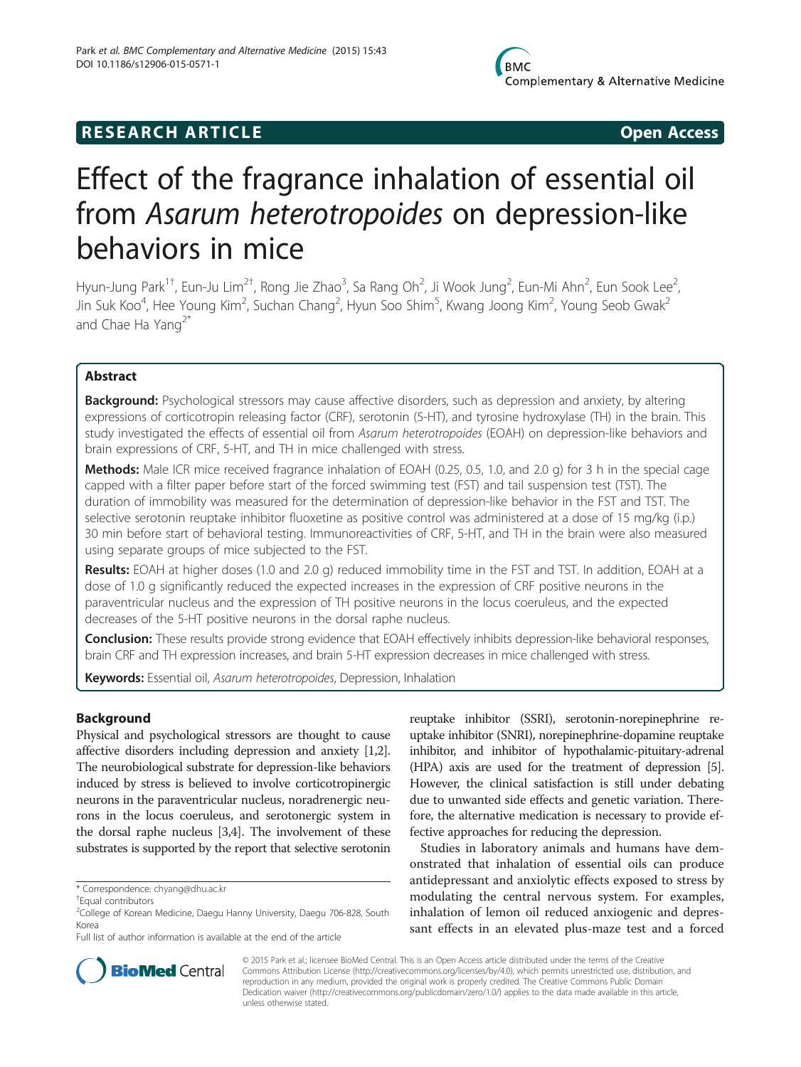**RESEARCH ARTICLE** **Open Access**

# Effect of the fragrance inhalation of essential oil from *Asarum heterotropoides* on depression-like behaviors in mice

Hyun-Jung Park[1†], Eun-Ju Lim[2†], Rong Jie Zhao[3], Sa Rang Oh[2], Ji Wook Jung[2], Eun-Mi Ahn[2], Eun Sook Lee[2], Jin Suk Koo[4], Hee Young Kim[2], Suchan Chang[2], Hyun Soo Shim[5], Kwang Joong Kim[2], Young Seob Gwak[2] and Chae Ha Yang[2*]

## Abstract

**Background:** Psychological stressors may cause affective disorders, such as depression and anxiety, by altering expressions of corticotropin releasing factor (CRF), serotonin (5-HT), and tyrosine hydroxylase (TH) in the brain. This study investigated the effects of essential oil from *Asarum heterotropoides* (EOAH) on depression-like behaviors and brain expressions of CRF, 5-HT, and TH in mice challenged with stress.

**Methods:** Male ICR mice received fragrance inhalation of EOAH (0.25, 0.5, 1.0, and 2.0 g) for 3 h in the special cage capped with a filter paper before start of the forced swimming test (FST) and tail suspension test (TST). The duration of immobility was measured for the determination of depression-like behavior in the FST and TST. The selective serotonin reuptake inhibitor fluoxetine as positive control was administered at a dose of 15 mg/kg (i.p.) 30 min before start of behavioral testing. Immunoreactivities of CRF, 5-HT, and TH in the brain were also measured using separate groups of mice subjected to the FST.

**Results:** EOAH at higher doses (1.0 and 2.0 g) reduced immobility time in the FST and TST. In addition, EOAH at a dose of 1.0 g significantly reduced the expected increases in the expression of CRF positive neurons in the paraventricular nucleus and the expression of TH positive neurons in the locus coeruleus, and the expected decreases of the 5-HT positive neurons in the dorsal raphe nucleus.

**Conclusion:** These results provide strong evidence that EOAH effectively inhibits depression-like behavioral responses, brain CRF and TH expression increases, and brain 5-HT expression decreases in mice challenged with stress.

**Keywords:** Essential oil, *Asarum heterotropoides*, Depression, Inhalation

## Background

Physical and psychological stressors are thought to cause affective disorders including depression and anxiety [1,2]. The neurobiological substrate for depression-like behaviors induced by stress is believed to involve corticotropinergic neurons in the paraventricular nucleus, noradrenergic neurons in the locus coeruleus, and serotonergic system in the dorsal raphe nucleus [3,4]. The involvement of these substrates is supported by the report that selective serotonin reuptake inhibitor (SSRI), serotonin-norepinephrine reuptake inhibitor (SNRI), norepinephrine-dopamine reuptake inhibitor, and inhibitor of hypothalamic-pituitary-adrenal (HPA) axis are used for the treatment of depression [5]. However, the clinical satisfaction is still under debating due to unwanted side effects and genetic variation. Therefore, the alternative medication is necessary to provide effective approaches for reducing the depression.

Studies in laboratory animals and humans have demonstrated that inhalation of essential oils can produce antidepressant and anxiolytic effects exposed to stress by modulating the central nervous system. For examples, inhalation of lemon oil reduced anxiogenic and depressant effects in an elevated plus-maze test and a forced

\* Correspondence: chyang@dhu.ac.kr
† Equal contributors
[2] College of Korean Medicine, Daegu Hanny University, Daegu 706-828, South Korea
Full list of author information is available at the end of the article

© 2015 Park et al.; licensee BioMed Central. This is an Open Access article distributed under the terms of the Creative Commons Attribution License (http://creativecommons.org/licenses/by/4.0), which permits unrestricted use, distribution, and reproduction in any medium, provided the original work is properly credited. The Creative Commons Public Domain Dedication waiver (http://creativecommons.org/publicdomain/zero/1.0/) applies to the data made available in this article, unless otherwise stated.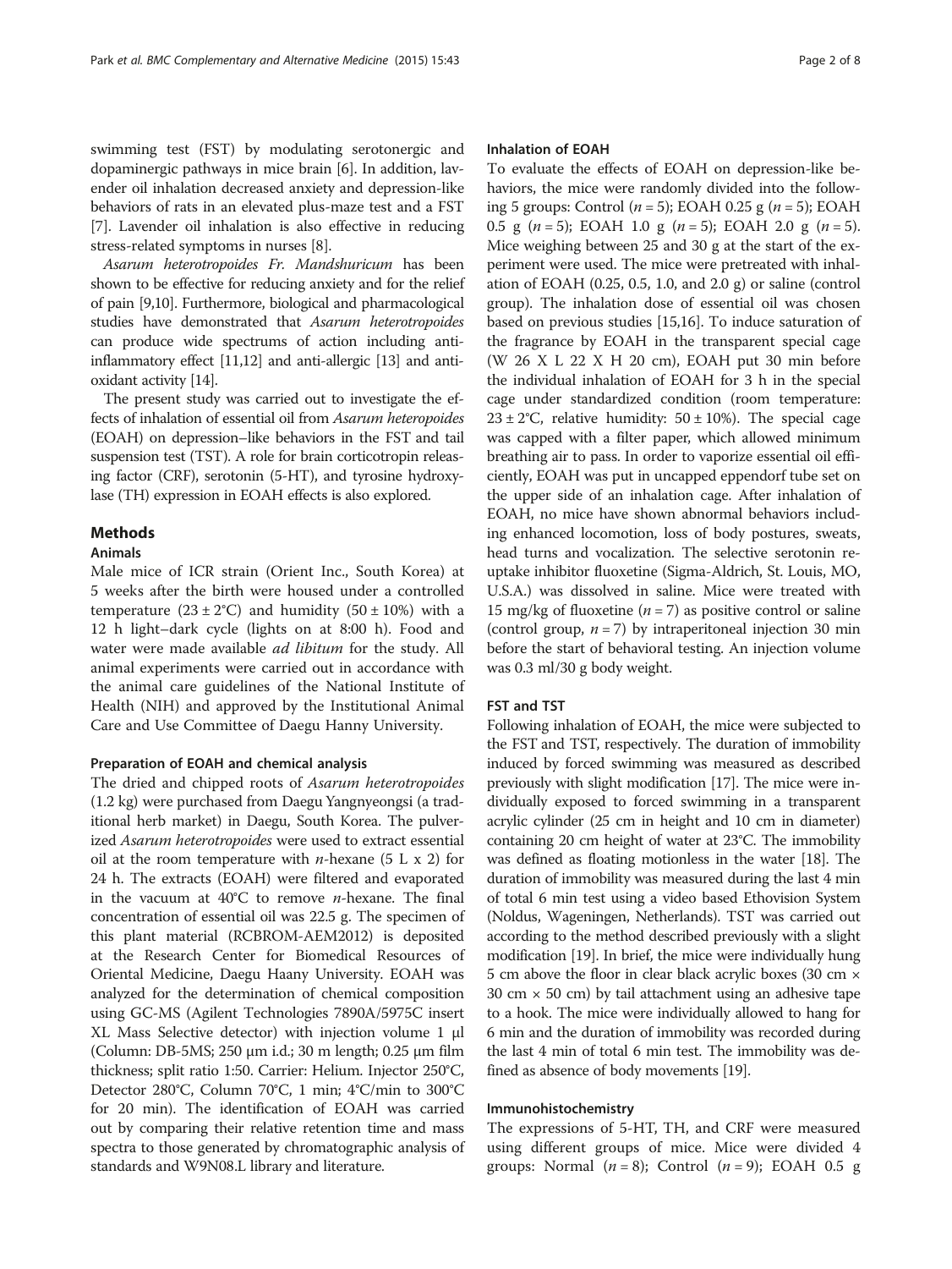swimming test (FST) by modulating serotonergic and dopaminergic pathways in mice brain [6]. In addition, lavender oil inhalation decreased anxiety and depression-like behaviors of rats in an elevated plus-maze test and a FST [7]. Lavender oil inhalation is also effective in reducing stress-related symptoms in nurses [8].

*Asarum heterotropoides Fr. Mandshuricum* has been shown to be effective for reducing anxiety and for the relief of pain [9,10]. Furthermore, biological and pharmacological studies have demonstrated that *Asarum heterotropoides* can produce wide spectrums of action including anti-inflammatory effect [11,12] and anti-allergic [13] and antioxidant activity [14].

The present study was carried out to investigate the effects of inhalation of essential oil from *Asarum heteropoides* (EOAH) on depression–like behaviors in the FST and tail suspension test (TST). A role for brain corticotropin releasing factor (CRF), serotonin (5-HT), and tyrosine hydroxylase (TH) expression in EOAH effects is also explored.

## Methods

### Animals

Male mice of ICR strain (Orient Inc., South Korea) at 5 weeks after the birth were housed under a controlled temperature (23 ± 2°C) and humidity (50 ± 10%) with a 12 h light–dark cycle (lights on at 8:00 h). Food and water were made available *ad libitum* for the study. All animal experiments were carried out in accordance with the animal care guidelines of the National Institute of Health (NIH) and approved by the Institutional Animal Care and Use Committee of Daegu Hanny University.

### Preparation of EOAH and chemical analysis

The dried and chipped roots of *Asarum heterotropoides* (1.2 kg) were purchased from Daegu Yangnyeongsi (a traditional herb market) in Daegu, South Korea. The pulverized *Asarum heterotropoides* were used to extract essential oil at the room temperature with *n*-hexane (5 L x 2) for 24 h. The extracts (EOAH) were filtered and evaporated in the vacuum at 40°C to remove *n*-hexane. The final concentration of essential oil was 22.5 g. The specimen of this plant material (RCBROM-AEM2012) is deposited at the Research Center for Biomedical Resources of Oriental Medicine, Daegu Haany University. EOAH was analyzed for the determination of chemical composition using GC-MS (Agilent Technologies 7890A/5975C insert XL Mass Selective detector) with injection volume 1 μl (Column: DB-5MS; 250 μm i.d.; 30 m length; 0.25 μm film thickness; split ratio 1:50. Carrier: Helium. Injector 250°C, Detector 280°C, Column 70°C, 1 min; 4°C/min to 300°C for 20 min). The identification of EOAH was carried out by comparing their relative retention time and mass spectra to those generated by chromatographic analysis of standards and W9N08.L library and literature.

### Inhalation of EOAH

To evaluate the effects of EOAH on depression-like behaviors, the mice were randomly divided into the following 5 groups: Control ($n = 5$); EOAH 0.25 g ($n = 5$); EOAH 0.5 g ($n = 5$); EOAH 1.0 g ($n = 5$); EOAH 2.0 g ($n = 5$). Mice weighing between 25 and 30 g at the start of the experiment were used. The mice were pretreated with inhalation of EOAH (0.25, 0.5, 1.0, and 2.0 g) or saline (control group). The inhalation dose of essential oil was chosen based on previous studies [15,16]. To induce saturation of the fragrance by EOAH in the transparent special cage (W 26 X L 22 X H 20 cm), EOAH put 30 min before the individual inhalation of EOAH for 3 h in the special cage under standardized condition (room temperature: 23 ± 2°C, relative humidity: 50 ± 10%). The special cage was capped with a filter paper, which allowed minimum breathing air to pass. In order to vaporize essential oil efficiently, EOAH was put in uncapped eppendorf tube set on the upper side of an inhalation cage. After inhalation of EOAH, no mice have shown abnormal behaviors including enhanced locomotion, loss of body postures, sweats, head turns and vocalization. The selective serotonin reuptake inhibitor fluoxetine (Sigma-Aldrich, St. Louis, MO, U.S.A.) was dissolved in saline. Mice were treated with 15 mg/kg of fluoxetine ($n = 7$) as positive control or saline (control group, $n = 7$) by intraperitoneal injection 30 min before the start of behavioral testing. An injection volume was 0.3 ml/30 g body weight.

### FST and TST

Following inhalation of EOAH, the mice were subjected to the FST and TST, respectively. The duration of immobility induced by forced swimming was measured as described previously with slight modification [17]. The mice were individually exposed to forced swimming in a transparent acrylic cylinder (25 cm in height and 10 cm in diameter) containing 20 cm height of water at 23°C. The immobility was defined as floating motionless in the water [18]. The duration of immobility was measured during the last 4 min of total 6 min test using a video based Ethovision System (Noldus, Wageningen, Netherlands). TST was carried out according to the method described previously with a slight modification [19]. In brief, the mice were individually hung 5 cm above the floor in clear black acrylic boxes (30 cm × 30 cm × 50 cm) by tail attachment using an adhesive tape to a hook. The mice were individually allowed to hang for 6 min and the duration of immobility was recorded during the last 4 min of total 6 min test. The immobility was defined as absence of body movements [19].

### Immunohistochemistry

The expressions of 5-HT, TH, and CRF were measured using different groups of mice. Mice were divided 4 groups: Normal ($n = 8$); Control ($n = 9$); EOAH 0.5 g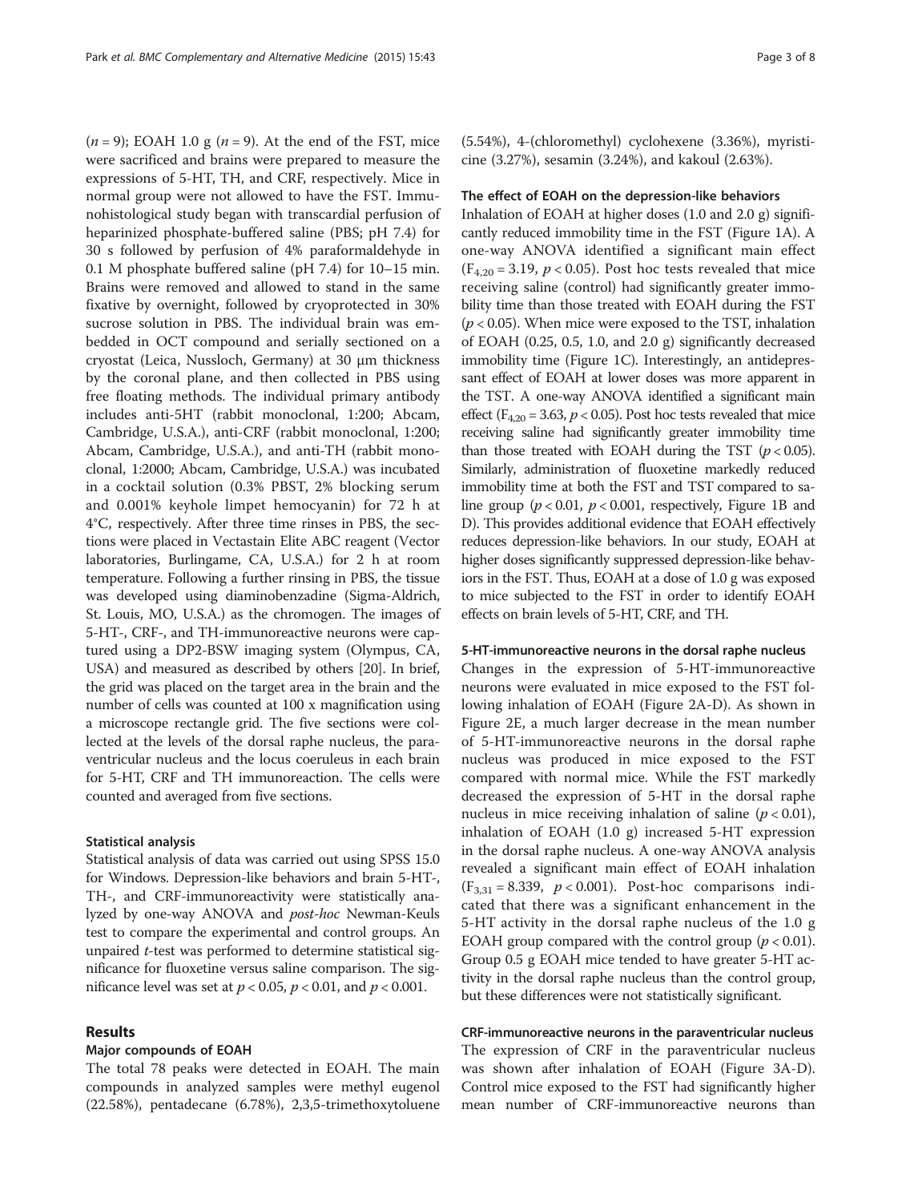($n = 9$); EOAH 1.0 g ($n = 9$). At the end of the FST, mice were sacrificed and brains were prepared to measure the expressions of 5-HT, TH, and CRF, respectively. Mice in normal group were not allowed to have the FST. Immunohistological study began with transcardial perfusion of heparinized phosphate-buffered saline (PBS; pH 7.4) for 30 s followed by perfusion of 4% paraformaldehyde in 0.1 M phosphate buffered saline (pH 7.4) for 10–15 min. Brains were removed and allowed to stand in the same fixative by overnight, followed by cryoprotected in 30% sucrose solution in PBS. The individual brain was embedded in OCT compound and serially sectioned on a cryostat (Leica, Nussloch, Germany) at 30 μm thickness by the coronal plane, and then collected in PBS using free floating methods. The individual primary antibody includes anti-5HT (rabbit monoclonal, 1:200; Abcam, Cambridge, U.S.A.), anti-CRF (rabbit monoclonal, 1:200; Abcam, Cambridge, U.S.A.), and anti-TH (rabbit monoclonal, 1:2000; Abcam, Cambridge, U.S.A.) was incubated in a cocktail solution (0.3% PBST, 2% blocking serum and 0.001% keyhole limpet hemocyanin) for 72 h at 4°C, respectively. After three time rinses in PBS, the sections were placed in Vectastain Elite ABC reagent (Vector laboratories, Burlingame, CA, U.S.A.) for 2 h at room temperature. Following a further rinsing in PBS, the tissue was developed using diaminobenzadine (Sigma-Aldrich, St. Louis, MO, U.S.A.) as the chromogen. The images of 5-HT-, CRF-, and TH-immunoreactive neurons were captured using a DP2-BSW imaging system (Olympus, CA, USA) and measured as described by others [20]. In brief, the grid was placed on the target area in the brain and the number of cells was counted at 100 x magnification using a microscope rectangle grid. The five sections were collected at the levels of the dorsal raphe nucleus, the paraventricular nucleus and the locus coeruleus in each brain for 5-HT, CRF and TH immunoreaction. The cells were counted and averaged from five sections.

### Statistical analysis

Statistical analysis of data was carried out using SPSS 15.0 for Windows. Depression-like behaviors and brain 5-HT-, TH-, and CRF-immunoreactivity were statistically analyzed by one-way ANOVA and *post-hoc* Newman-Keuls test to compare the experimental and control groups. An unpaired *t*-test was performed to determine statistical significance for fluoxetine versus saline comparison. The significance level was set at $p < 0.05$, $p < 0.01$, and $p < 0.001$.

## Results

### Major compounds of EOAH

The total 78 peaks were detected in EOAH. The main compounds in analyzed samples were methyl eugenol (22.58%), pentadecane (6.78%), 2,3,5-trimethoxytoluene (5.54%), 4-(chloromethyl) cyclohexene (3.36%), myristicine (3.27%), sesamin (3.24%), and kakoul (2.63%).

### The effect of EOAH on the depression-like behaviors

Inhalation of EOAH at higher doses (1.0 and 2.0 g) significantly reduced immobility time in the FST (Figure 1A). A one-way ANOVA identified a significant main effect ($F_{4,20} = 3.19$, $p < 0.05$). Post hoc tests revealed that mice receiving saline (control) had significantly greater immobility time than those treated with EOAH during the FST ($p < 0.05$). When mice were exposed to the TST, inhalation of EOAH (0.25, 0.5, 1.0, and 2.0 g) significantly decreased immobility time (Figure 1C). Interestingly, an antidepressant effect of EOAH at lower doses was more apparent in the TST. A one-way ANOVA identified a significant main effect ($F_{4,20} = 3.63$, $p < 0.05$). Post hoc tests revealed that mice receiving saline had significantly greater immobility time than those treated with EOAH during the TST ($p < 0.05$). Similarly, administration of fluoxetine markedly reduced immobility time at both the FST and TST compared to saline group ($p < 0.01$, $p < 0.001$, respectively, Figure 1B and D). This provides additional evidence that EOAH effectively reduces depression-like behaviors. In our study, EOAH at higher doses significantly suppressed depression-like behaviors in the FST. Thus, EOAH at a dose of 1.0 g was exposed to mice subjected to the FST in order to identify EOAH effects on brain levels of 5-HT, CRF, and TH.

### 5-HT-immunoreactive neurons in the dorsal raphe nucleus

Changes in the expression of 5-HT-immunoreactive neurons were evaluated in mice exposed to the FST following inhalation of EOAH (Figure 2A-D). As shown in Figure 2E, a much larger decrease in the mean number of 5-HT-immunoreactive neurons in the dorsal raphe nucleus was produced in mice exposed to the FST compared with normal mice. While the FST markedly decreased the expression of 5-HT in the dorsal raphe nucleus in mice receiving inhalation of saline ($p < 0.01$), inhalation of EOAH (1.0 g) increased 5-HT expression in the dorsal raphe nucleus. A one-way ANOVA analysis revealed a significant main effect of EOAH inhalation ($F_{3,31} = 8.339$, $p < 0.001$). Post-hoc comparisons indicated that there was a significant enhancement in the 5-HT activity in the dorsal raphe nucleus of the 1.0 g EOAH group compared with the control group ($p < 0.01$). Group 0.5 g EOAH mice tended to have greater 5-HT activity in the dorsal raphe nucleus than the control group, but these differences were not statistically significant.

### CRF-immunoreactive neurons in the paraventricular nucleus

The expression of CRF in the paraventricular nucleus was shown after inhalation of EOAH (Figure 3A-D). Control mice exposed to the FST had significantly higher mean number of CRF-immunoreactive neurons than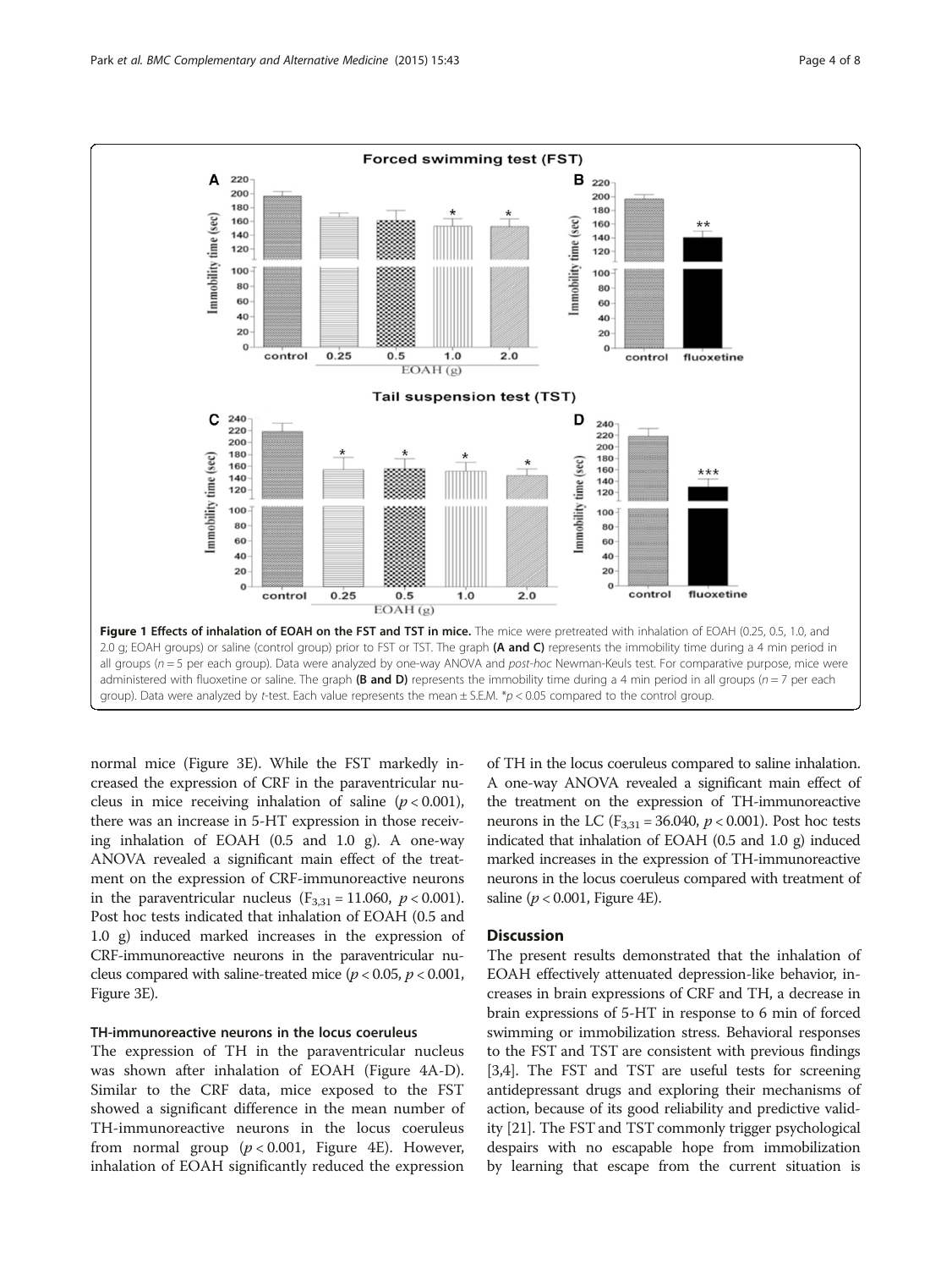Forced swimming test (FST)

A

Immobility time (sec)

220
200
180
160
140
120
100
80
60
40
20
0

control 0.25 0.5 1.0 2.0

EOAH (g)

*
*

B

Immobility time (sec)

220
200
180
160
140
120
100
80
60
40
20
0

control fluoxetine

**

Tail suspension test (TST)

C

Immobility time (sec)

240
220
200
180
160
140
120
100
80
60
40
20
0

control 0.25 0.5 1.0 2.0

EOAH (g)

*
*
*
*

D

Immobility time (sec)

240
220
200
180
160
140
120
100
80
60
40
20
0

control fluoxetine

***

**Figure 1 Effects of inhalation of EOAH on the FST and TST in mice.** The mice were pretreated with inhalation of EOAH (0.25, 0.5, 1.0, and 2.0 g; EOAH groups) or saline (control group) prior to FST or TST. The graph **(A and C)** represents the immobility time during a 4 min period in all groups ($n = 5$ per each group). Data were analyzed by one-way ANOVA and *post-hoc* Newman-Keuls test. For comparative purpose, mice were administered with fluoxetine or saline. The graph **(B and D)** represents the immobility time during a 4 min period in all groups ($n = 7$ per each group). Data were analyzed by *t*-test. Each value represents the mean ± S.E.M. \**p* < 0.05 compared to the control group.

normal mice (Figure 3E). While the FST markedly increased the expression of CRF in the paraventricular nucleus in mice receiving inhalation of saline ($p < 0.001$), there was an increase in 5-HT expression in those receiving inhalation of EOAH (0.5 and 1.0 g). A one-way ANOVA revealed a significant main effect of the treatment on the expression of CRF-immunoreactive neurons in the paraventricular nucleus ($F_{3,31} = 11.060$, $p < 0.001$). Post hoc tests indicated that inhalation of EOAH (0.5 and 1.0 g) induced marked increases in the expression of CRF-immunoreactive neurons in the paraventricular nucleus compared with saline-treated mice ($p < 0.05$, $p < 0.001$, Figure 3E).

### TH-immunoreactive neurons in the locus coeruleus

The expression of TH in the paraventricular nucleus was shown after inhalation of EOAH (Figure 4A-D). Similar to the CRF data, mice exposed to the FST showed a significant difference in the mean number of TH-immunoreactive neurons in the locus coeruleus from normal group ($p < 0.001$, Figure 4E). However, inhalation of EOAH significantly reduced the expression of TH in the locus coeruleus compared to saline inhalation. A one-way ANOVA revealed a significant main effect of the treatment on the expression of TH-immunoreactive neurons in the LC ($F_{3,31} = 36.040$, $p < 0.001$). Post hoc tests indicated that inhalation of EOAH (0.5 and 1.0 g) induced marked increases in the expression of TH-immunoreactive neurons in the locus coeruleus compared with treatment of saline ($p < 0.001$, Figure 4E).

## Discussion

The present results demonstrated that the inhalation of EOAH effectively attenuated depression-like behavior, increases in brain expressions of CRF and TH, a decrease in brain expressions of 5-HT in response to 6 min of forced swimming or immobilization stress. Behavioral responses to the FST and TST are consistent with previous findings [3,4]. The FST and TST are useful tests for screening antidepressant drugs and exploring their mechanisms of action, because of its good reliability and predictive validity [21]. The FST and TST commonly trigger psychological despairs with no escapable hope from immobilization by learning that escape from the current situation is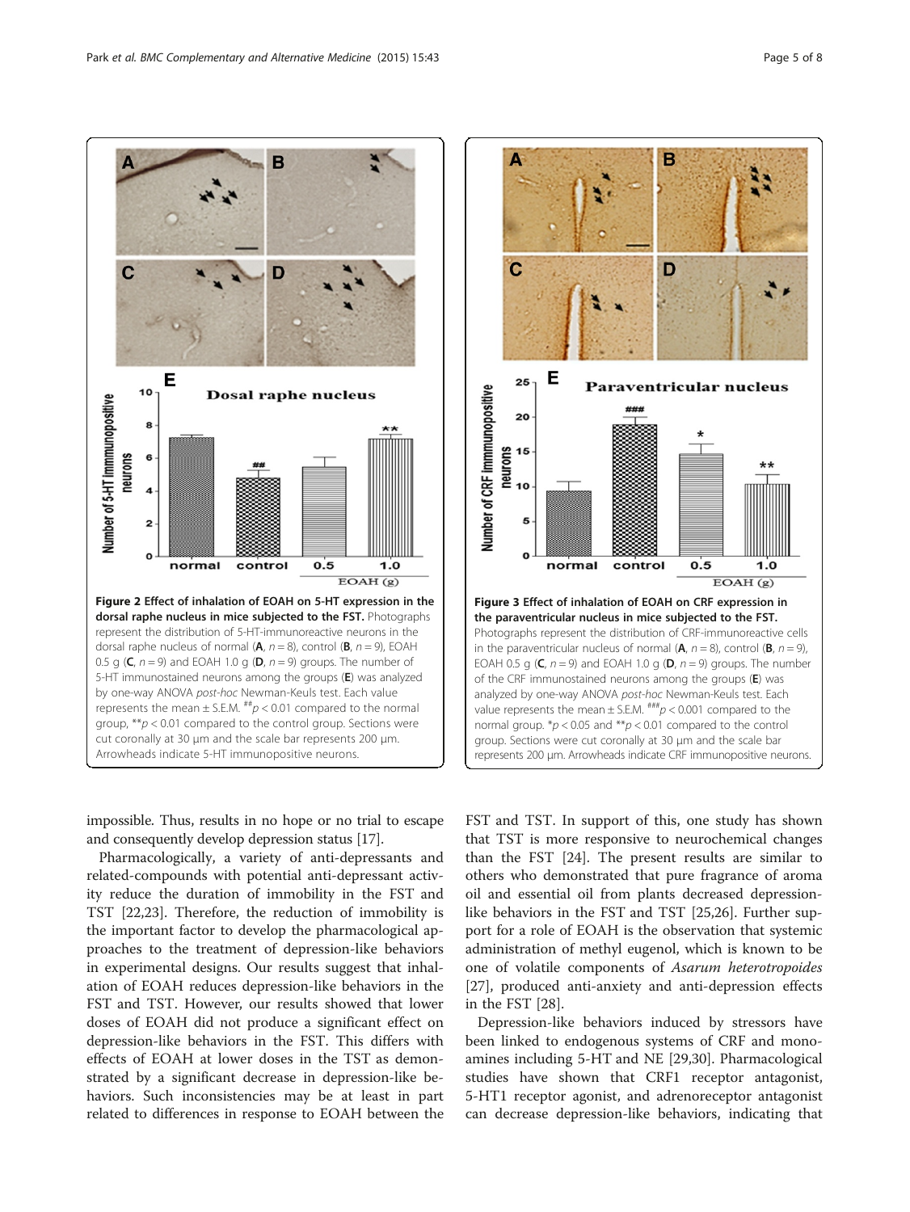A B C D

E

Dosal raphe nucleus

Number of 5-HT Immmunopositive neurons

10
8
6
4
2
0

##
**

normal control 0.5 1.0

EOAH (g)

**Figure 2 Effect of inhalation of EOAH on 5-HT expression in the dorsal raphe nucleus in mice subjected to the FST.** Photographs represent the distribution of 5-HT-immunoreactive neurons in the dorsal raphe nucleus of normal (**A**, $n = 8$), control (**B**, $n = 9$), EOAH 0.5 g (**C**, $n = 9$) and EOAH 1.0 g (**D**, $n = 9$) groups. The number of 5-HT immunostained neurons among the groups (**E**) was analyzed by one-way ANOVA *post-hoc* Newman-Keuls test. Each value represents the mean ± S.E.M. ##$p < 0.01$ compared to the normal group, **$p < 0.01$ compared to the control group. Sections were cut coronally at 30 μm and the scale bar represents 200 μm. Arrowheads indicate 5-HT immunopositive neurons.

A B C D

E

Paraventricular nucleus

Number of CRF Immmunopositive neurons

25
20
15
10
5
0

###
*
**

normal control 0.5 1.0

EOAH (g)

**Figure 3 Effect of inhalation of EOAH on CRF expression in the paraventricular nucleus in mice subjected to the FST.** Photographs represent the distribution of CRF-immunoreactive cells in the paraventricular nucleus of normal (**A**, $n = 8$), control (**B**, $n = 9$), EOAH 0.5 g (**C**, $n = 9$) and EOAH 1.0 g (**D**, $n = 9$) groups. The number of the CRF immunostained neurons among the groups (**E**) was analyzed by one-way ANOVA *post-hoc* Newman-Keuls test. Each value represents the mean ± S.E.M. ###$p < 0.001$ compared to the normal group. *$p < 0.05$ and **$p < 0.01$ compared to the control group. Sections were cut coronally at 30 μm and the scale bar represents 200 μm. Arrowheads indicate CRF immunopositive neurons.

impossible. Thus, results in no hope or no trial to escape and consequently develop depression status [17].

Pharmacologically, a variety of anti-depressants and related-compounds with potential anti-depressant activity reduce the duration of immobility in the FST and TST [22,23]. Therefore, the reduction of immobility is the important factor to develop the pharmacological approaches to the treatment of depression-like behaviors in experimental designs. Our results suggest that inhalation of EOAH reduces depression-like behaviors in the FST and TST. However, our results showed that lower doses of EOAH did not produce a significant effect on depression-like behaviors in the FST. This differs with effects of EOAH at lower doses in the TST as demonstrated by a significant decrease in depression-like behaviors. Such inconsistencies may be at least in part related to differences in response to EOAH between the FST and TST. In support of this, one study has shown that TST is more responsive to neurochemical changes than the FST [24]. The present results are similar to others who demonstrated that pure fragrance of aroma oil and essential oil from plants decreased depression-like behaviors in the FST and TST [25,26]. Further support for a role of EOAH is the observation that systemic administration of methyl eugenol, which is known to be one of volatile components of *Asarum heterotropoides* [27], produced anti-anxiety and anti-depression effects in the FST [28].

Depression-like behaviors induced by stressors have been linked to endogenous systems of CRF and monoamines including 5-HT and NE [29,30]. Pharmacological studies have shown that CRF1 receptor antagonist, 5-HT1 receptor agonist, and adrenoreceptor antagonist can decrease depression-like behaviors, indicating that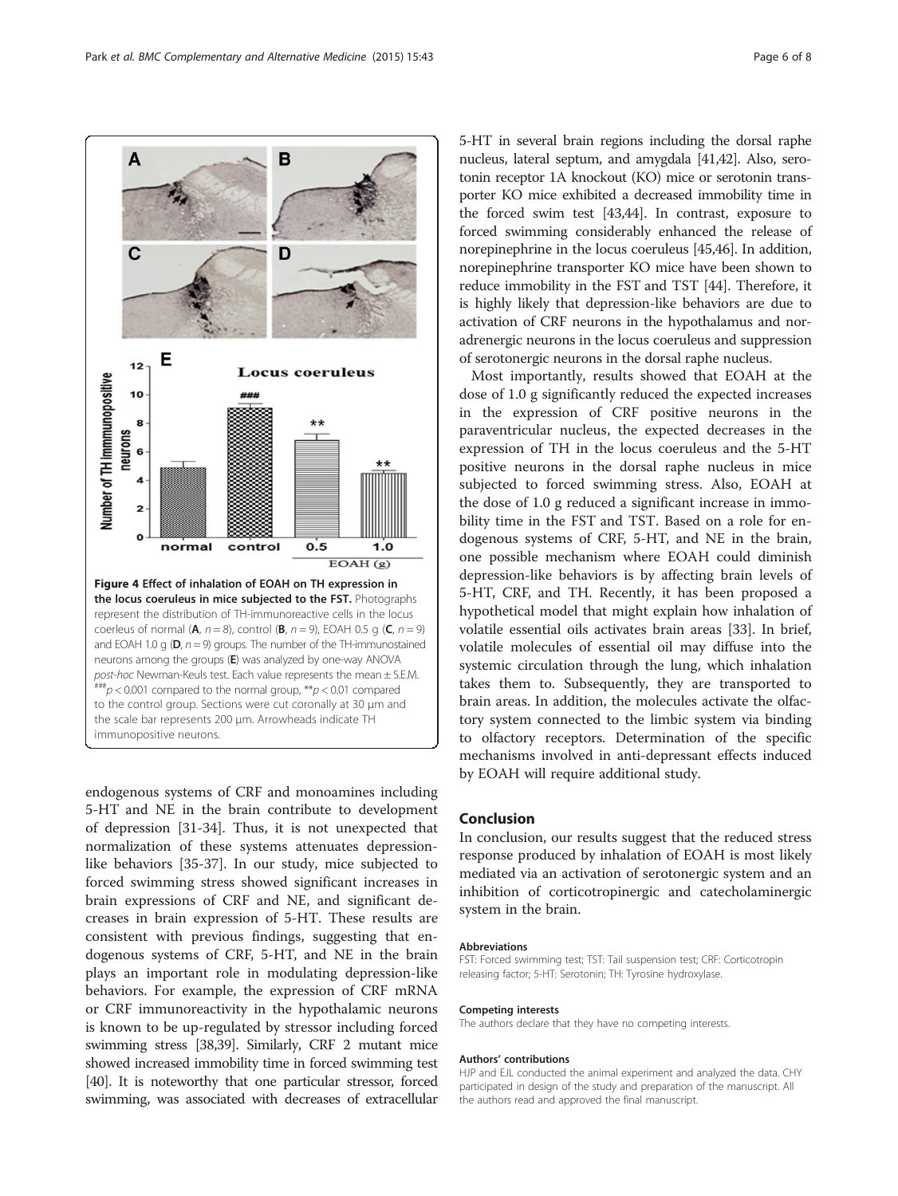A
B
C
D
E

Locus coeruleus

Number of TH immmunopositive neurons

12
10
8
6
4
2
0

###
**
**

normal control 0.5 1.0

EOAH (g)

**Figure 4 Effect of inhalation of EOAH on TH expression in the locus coeruleus in mice subjected to the FST.** Photographs represent the distribution of TH-immunoreactive cells in the locus coerleus of normal (**A**, $n = 8$), control (**B**, $n = 9$), EOAH 0.5 g (**C**, $n = 9$) and EOAH 1.0 g (**D**, $n = 9$) groups. The number of the TH-immunostained neurons among the groups (**E**) was analyzed by one-way ANOVA *post-hoc* Newman-Keuls test. Each value represents the mean ± S.E.M. $^{###}p < 0.001$ compared to the normal group, $^{**}p < 0.01$ compared to the control group. Sections were cut coronally at 30 μm and the scale bar represents 200 μm. Arrowheads indicate TH immunopositive neurons.

endogenous systems of CRF and monoamines including 5-HT and NE in the brain contribute to development of depression [31-34]. Thus, it is not unexpected that normalization of these systems attenuates depression-like behaviors [35-37]. In our study, mice subjected to forced swimming stress showed significant increases in brain expressions of CRF and NE, and significant decreases in brain expression of 5-HT. These results are consistent with previous findings, suggesting that endogenous systems of CRF, 5-HT, and NE in the brain plays an important role in modulating depression-like behaviors. For example, the expression of CRF mRNA or CRF immunoreactivity in the hypothalamic neurons is known to be up-regulated by stressor including forced swimming stress [38,39]. Similarly, CRF 2 mutant mice showed increased immobility time in forced swimming test [40]. It is noteworthy that one particular stressor, forced swimming, was associated with decreases of extracellular 5-HT in several brain regions including the dorsal raphe nucleus, lateral septum, and amygdala [41,42]. Also, serotonin receptor 1A knockout (KO) mice or serotonin transporter KO mice exhibited a decreased immobility time in the forced swim test [43,44]. In contrast, exposure to forced swimming considerably enhanced the release of norepinephrine in the locus coeruleus [45,46]. In addition, norepinephrine transporter KO mice have been shown to reduce immobility in the FST and TST [44]. Therefore, it is highly likely that depression-like behaviors are due to activation of CRF neurons in the hypothalamus and noradrenergic neurons in the locus coeruleus and suppression of serotonergic neurons in the dorsal raphe nucleus.

Most importantly, results showed that EOAH at the dose of 1.0 g significantly reduced the expected increases in the expression of CRF positive neurons in the paraventricular nucleus, the expected decreases in the expression of TH in the locus coeruleus and the 5-HT positive neurons in the dorsal raphe nucleus in mice subjected to forced swimming stress. Also, EOAH at the dose of 1.0 g reduced a significant increase in immobility time in the FST and TST. Based on a role for endogenous systems of CRF, 5-HT, and NE in the brain, one possible mechanism where EOAH could diminish depression-like behaviors is by affecting brain levels of 5-HT, CRF, and TH. Recently, it has been proposed a hypothetical model that might explain how inhalation of volatile essential oils activates brain areas [33]. In brief, volatile molecules of essential oil may diffuse into the systemic circulation through the lung, which inhalation takes them to. Subsequently, they are transported to brain areas. In addition, the molecules activate the olfactory system connected to the limbic system via binding to olfactory receptors. Determination of the specific mechanisms involved in anti-depressant effects induced by EOAH will require additional study.

## Conclusion

In conclusion, our results suggest that the reduced stress response produced by inhalation of EOAH is most likely mediated via an activation of serotonergic system and an inhibition of corticotropinergic and catecholaminergic system in the brain.

#### Abbreviations

FST: Forced swimming test; TST: Tail suspension test; CRF: Corticotropin releasing factor; 5-HT: Serotonin; TH: Tyrosine hydroxylase.

#### Competing interests

The authors declare that they have no competing interests.

#### Authors' contributions

HJP and EJL conducted the animal experiment and analyzed the data. CHY participated in design of the study and preparation of the manuscript. All the authors read and approved the final manuscript.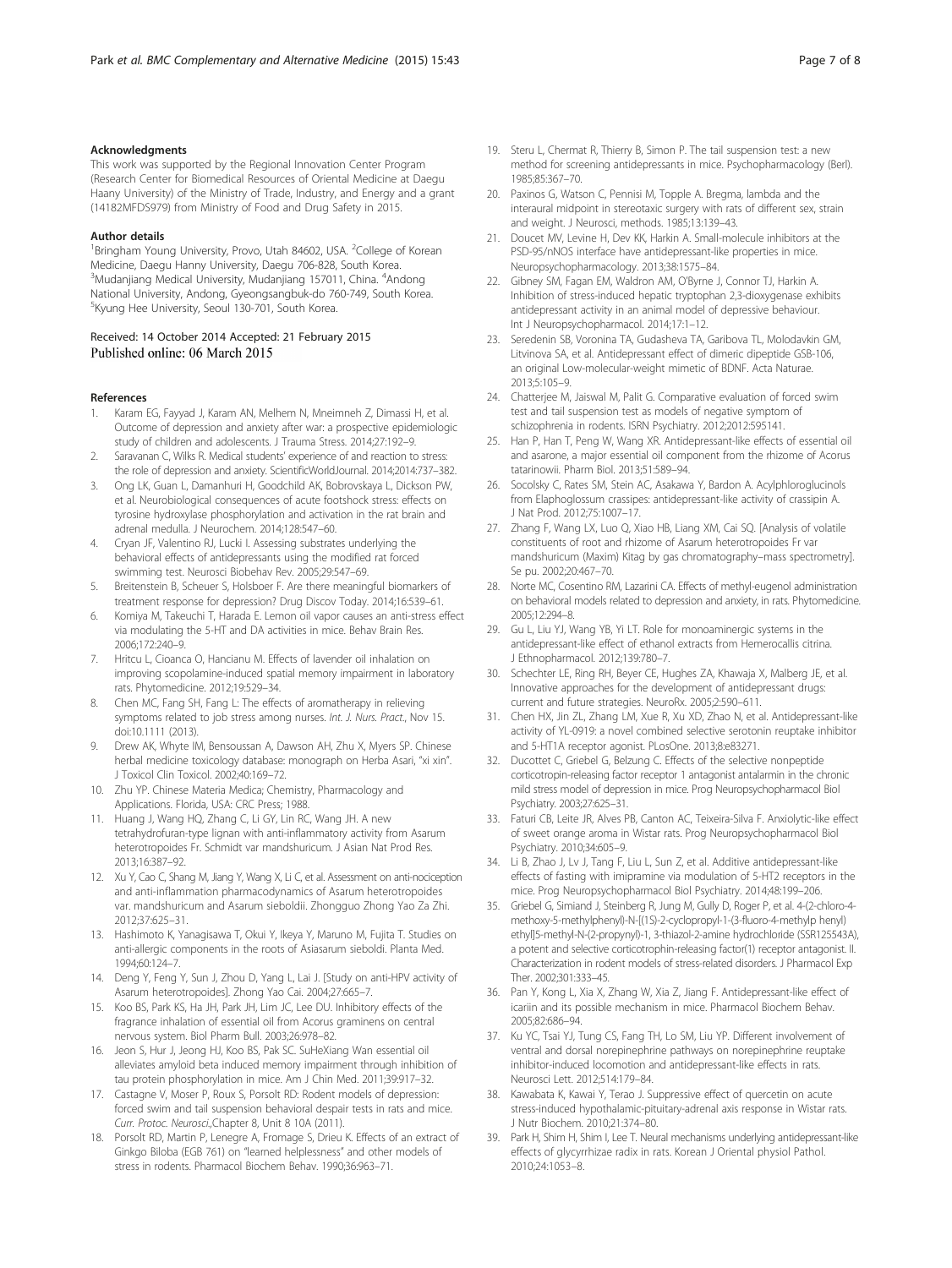### Acknowledgments

This work was supported by the Regional Innovation Center Program (Research Center for Biomedical Resources of Oriental Medicine at Daegu Haany University) of the Ministry of Trade, Industry, and Energy and a grant (14182MFDS979) from Ministry of Food and Drug Safety in 2015.

### Author details

[1]Bringham Young University, Provo, Utah 84602, USA. [2]College of Korean Medicine, Daegu Hanny University, Daegu 706-828, South Korea. [3]Mudanjiang Medical University, Mudanjiang 157011, China. [4]Andong National University, Andong, Gyeongsangbuk-do 760-749, South Korea. [5]Kyung Hee University, Seoul 130-701, South Korea.

Received: 14 October 2014 Accepted: 21 February 2015
Published online: 06 March 2015

### References

1. Karam EG, Fayyad J, Karam AN, Melhem N, Mneimneh Z, Dimassi H, et al. Outcome of depression and anxiety after war: a prospective epidemiologic study of children and adolescents. J Trauma Stress. 2014;27:192–9.
2. Saravanan C, Wilks R. Medical students' experience of and reaction to stress: the role of depression and anxiety. ScientificWorldJournal. 2014;2014:737–382.
3. Ong LK, Guan L, Damanhuri H, Goodchild AK, Bobrovskaya L, Dickson PW, et al. Neurobiological consequences of acute footshock stress: effects on tyrosine hydroxylase phosphorylation and activation in the rat brain and adrenal medulla. J Neurochem. 2014;128:547–60.
4. Cryan JF, Valentino RJ, Lucki I. Assessing substrates underlying the behavioral effects of antidepressants using the modified rat forced swimming test. Neurosci Biobehav Rev. 2005;29:547–69.
5. Breitenstein B, Scheuer S, Holsboer F. Are there meaningful biomarkers of treatment response for depression? Drug Discov Today. 2014;16:539–61.
6. Komiya M, Takeuchi T, Harada E. Lemon oil vapor causes an anti-stress effect via modulating the 5-HT and DA activities in mice. Behav Brain Res. 2006;172:240–9.
7. Hritcu L, Cioanca O, Hancianu M. Effects of lavender oil inhalation on improving scopolamine-induced spatial memory impairment in laboratory rats. Phytomedicine. 2012;19:529–34.
8. Chen MC, Fang SH, Fang L: The effects of aromatherapy in relieving symptoms related to job stress among nurses. *Int. J. Nurs. Pract.*, Nov 15. doi:10.1111 (2013).
9. Drew AK, Whyte IM, Bensoussan A, Dawson AH, Zhu X, Myers SP. Chinese herbal medicine toxicology database: monograph on Herba Asari, "xi xin". J Toxicol Clin Toxicol. 2002;40:169–72.
10. Zhu YP. Chinese Materia Medica; Chemistry, Pharmacology and Applications. Florida, USA: CRC Press; 1988.
11. Huang J, Wang HQ, Zhang C, Li GY, Lin RC, Wang JH. A new tetrahydrofuran-type lignan with anti-inflammatory activity from Asarum heterotropoides Fr. Schmidt var mandshuricum. J Asian Nat Prod Res. 2013;16:387–92.
12. Xu Y, Cao C, Shang M, Jiang Y, Wang X, Li C, et al. Assessment on anti-nociception and anti-inflammation pharmacodynamics of Asarum heterotropoides var. mandshuricum and Asarum sieboldii. Zhongguo Zhong Yao Za Zhi. 2012;37:625–31.
13. Hashimoto K, Yanagisawa T, Okui Y, Ikeya Y, Maruno M, Fujita T. Studies on anti-allergic components in the roots of Asiasarum sieboldi. Planta Med. 1994;60:124–7.
14. Deng Y, Feng Y, Sun J, Zhou D, Yang L, Lai J. [Study on anti-HPV activity of Asarum heterotropoides]. Zhong Yao Cai. 2004;27:665–7.
15. Koo BS, Park KS, Ha JH, Park JH, Lim JC, Lee DU. Inhibitory effects of the fragrance inhalation of essential oil from Acorus graminens on central nervous system. Biol Pharm Bull. 2003;26:978–82.
16. Jeon S, Hur J, Jeong HJ, Koo BS, Pak SC. SuHeXiang Wan essential oil alleviates amyloid beta induced memory impairment through inhibition of tau protein phosphorylation in mice. Am J Chin Med. 2011;39:917–32.
17. Castagne V, Moser P, Roux S, Porsolt RD: Rodent models of depression: forced swim and tail suspension behavioral despair tests in rats and mice. *Curr. Protoc. Neurosci.*,Chapter 8, Unit 8 10A (2011).
18. Porsolt RD, Martin P, Lenegre A, Fromage S, Drieu K. Effects of an extract of Ginkgo Biloba (EGB 761) on "learned helplessness" and other models of stress in rodents. Pharmacol Biochem Behav. 1990;36:963–71.
19. Steru L, Chermat R, Thierry B, Simon P. The tail suspension test: a new method for screening antidepressants in mice. Psychopharmacology (Berl). 1985;85:367–70.
20. Paxinos G, Watson C, Pennisi M, Topple A. Bregma, lambda and the interaural midpoint in stereotaxic surgery with rats of different sex, strain and weight. J Neurosci, methods. 1985;13:139–43.
21. Doucet MV, Levine H, Dev KK, Harkin A. Small-molecule inhibitors at the PSD-95/nNOS interface have antidepressant-like properties in mice. Neuropsychopharmacology. 2013;38:1575–84.
22. Gibney SM, Fagan EM, Waldron AM, O'Byrne J, Connor TJ, Harkin A. Inhibition of stress-induced hepatic tryptophan 2,3-dioxygenase exhibits antidepressant activity in an animal model of depressive behaviour. Int J Neuropsychopharmacol. 2014;17:1–12.
23. Seredenin SB, Voronina TA, Gudasheva TA, Garibova TL, Molodavkin GM, Litvinova SA, et al. Antidepressant effect of dimeric dipeptide GSB-106, an original Low-molecular-weight mimetic of BDNF. Acta Naturae. 2013;5:105–9.
24. Chatterjee M, Jaiswal M, Palit G. Comparative evaluation of forced swim test and tail suspension test as models of negative symptom of schizophrenia in rodents. ISRN Psychiatry. 2012;2012:595141.
25. Han P, Han T, Peng W, Wang XR. Antidepressant-like effects of essential oil and asarone, a major essential oil component from the rhizome of Acorus tatarinowii. Pharm Biol. 2013;51:589–94.
26. Socolsky C, Rates SM, Stein AC, Asakawa Y, Bardon A. Acylphloroglucinols from Elaphoglossum crassipes: antidepressant-like activity of crassipin A. J Nat Prod. 2012;75:1007–17.
27. Zhang F, Wang LX, Luo Q, Xiao HB, Liang XM, Cai SQ. [Analysis of volatile constituents of root and rhizome of Asarum heterotropoides Fr var mandshuricum (Maxim) Kitag by gas chromatography–mass spectrometry]. Se pu. 2002;20:467–70.
28. Norte MC, Cosentino RM, Lazarini CA. Effects of methyl-eugenol administration on behavioral models related to depression and anxiety, in rats. Phytomedicine. 2005;12:294–8.
29. Gu L, Liu YJ, Wang YB, Yi LT. Role for monoaminergic systems in the antidepressant-like effect of ethanol extracts from Hemerocallis citrina. J Ethnopharmacol. 2012;139:780–7.
30. Schechter LE, Ring RH, Beyer CE, Hughes ZA, Khawaja X, Malberg JE, et al. Innovative approaches for the development of antidepressant drugs: current and future strategies. NeuroRx. 2005;2:590–611.
31. Chen HX, Jin ZL, Zhang LM, Xue R, Xu XD, Zhao N, et al. Antidepressant-like activity of YL-0919: a novel combined selective serotonin reuptake inhibitor and 5-HT1A receptor agonist. PLosOne. 2013;8:e83271.
32. Ducottet C, Griebel G, Belzung C. Effects of the selective nonpeptide corticotropin-releasing factor receptor 1 antagonist antalarmin in the chronic mild stress model of depression in mice. Prog Neuropsychopharmacol Biol Psychiatry. 2003;27:625–31.
33. Faturi CB, Leite JR, Alves PB, Canton AC, Teixeira-Silva F. Anxiolytic-like effect of sweet orange aroma in Wistar rats. Prog Neuropsychopharmacol Biol Psychiatry. 2010;34:605–9.
34. Li B, Zhao J, Lv J, Tang F, Liu L, Sun Z, et al. Additive antidepressant-like effects of fasting with imipramine via modulation of 5-HT2 receptors in the mice. Prog Neuropsychopharmacol Biol Psychiatry. 2014;48:199–206.
35. Griebel G, Simiand J, Steinberg R, Jung M, Gully D, Roger P, et al. 4-(2-chloro-4-methoxy-5-methylphenyl)-N-[(1S)-2-cyclopropyl-1-(3-fluoro-4-methylp henyl) ethyl]5-methyl-N-(2-propynyl)-1, 3-thiazol-2-amine hydrochloride (SSR125543A), a potent and selective corticotrophin-releasing factor(1) receptor antagonist. II. Characterization in rodent models of stress-related disorders. J Pharmacol Exp Ther. 2002;301:333–45.
36. Pan Y, Kong L, Xia X, Zhang W, Xia Z, Jiang F. Antidepressant-like effect of icariin and its possible mechanism in mice. Pharmacol Biochem Behav. 2005;82:686–94.
37. Ku YC, Tsai YJ, Tung CS, Fang TH, Lo SM, Liu YP. Different involvement of ventral and dorsal norepinephrine pathways on norepinephrine reuptake inhibitor-induced locomotion and antidepressant-like effects in rats. Neurosci Lett. 2012;514:179–84.
38. Kawabata K, Kawai Y, Terao J. Suppressive effect of quercetin on acute stress-induced hypothalamic-pituitary-adrenal axis response in Wistar rats. J Nutr Biochem. 2010;21:374–80.
39. Park H, Shim H, Shim I, Lee T. Neural mechanisms underlying antidepressant-like effects of glycyrrhizae radix in rats. Korean J Oriental physiol Pathol. 2010;24:1053–8.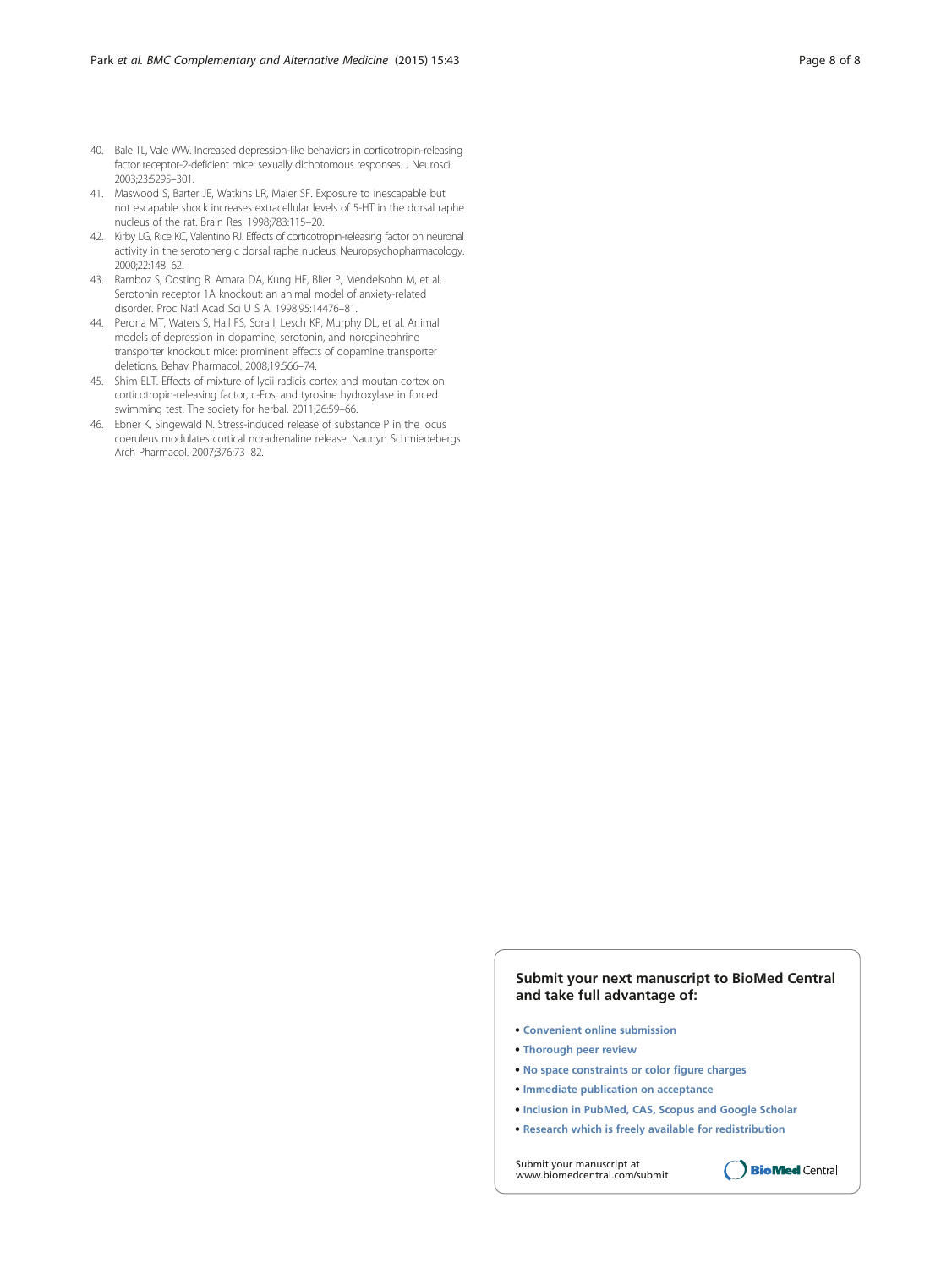40. Bale TL, Vale WW. Increased depression-like behaviors in corticotropin-releasing factor receptor-2-deficient mice: sexually dichotomous responses. J Neurosci. 2003;23:5295–301.
41. Maswood S, Barter JE, Watkins LR, Maier SF. Exposure to inescapable but not escapable shock increases extracellular levels of 5-HT in the dorsal raphe nucleus of the rat. Brain Res. 1998;783:115–20.
42. Kirby LG, Rice KC, Valentino RJ. Effects of corticotropin-releasing factor on neuronal activity in the serotonergic dorsal raphe nucleus. Neuropsychopharmacology. 2000;22:148–62.
43. Ramboz S, Oosting R, Amara DA, Kung HF, Blier P, Mendelsohn M, et al. Serotonin receptor 1A knockout: an animal model of anxiety-related disorder. Proc Natl Acad Sci U S A. 1998;95:14476–81.
44. Perona MT, Waters S, Hall FS, Sora I, Lesch KP, Murphy DL, et al. Animal models of depression in dopamine, serotonin, and norepinephrine transporter knockout mice: prominent effects of dopamine transporter deletions. Behav Pharmacol. 2008;19:566–74.
45. Shim ELT. Effects of mixture of lycii radicis cortex and moutan cortex on corticotropin-releasing factor, c-Fos, and tyrosine hydroxylase in forced swimming test. The society for herbal. 2011;26:59–66.
46. Ebner K, Singewald N. Stress-induced release of substance P in the locus coeruleus modulates cortical noradrenaline release. Naunyn Schmiedebergs Arch Pharmacol. 2007;376:73–82.

**Submit your next manuscript to BioMed Central and take full advantage of:**

- **Convenient online submission**
- **Thorough peer review**
- **No space constraints or color figure charges**
- **Immediate publication on acceptance**
- **Inclusion in PubMed, CAS, Scopus and Google Scholar**
- **Research which is freely available for redistribution**

Submit your manuscript at
www.biomedcentral.com/submit

BioMed Central